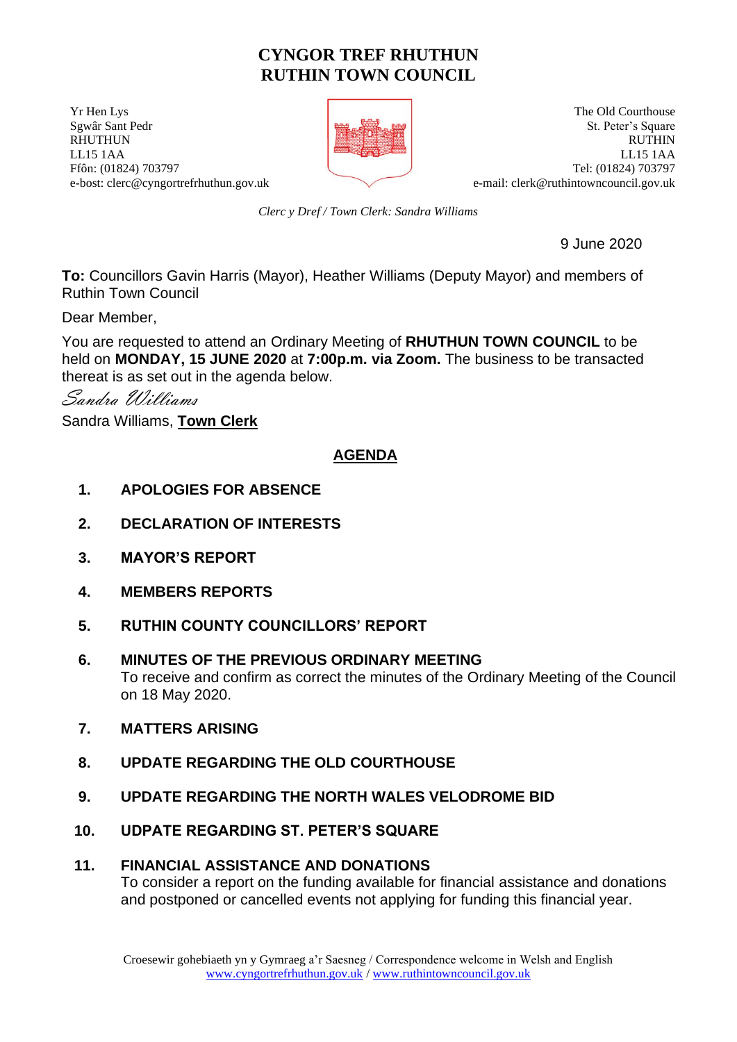# CYNGOR TREF RHUTHUN
# RUTHIN TOWN COUNCIL

Yr Hen Lys
Sgwâr Sant Pedr
RHUTHUN
LL15 1AA
Ffôn: (01824) 703797
e-bost: clerc@cyngortrefrhuthun.gov.uk

The Old Courthouse
St. Peter's Square
RUTHIN
LL15 1AA
Tel: (01824) 703797
e-mail: clerk@ruthintowncouncil.gov.uk

*Clerc y Dref / Town Clerk: Sandra Williams*

9 June 2020

**To:** Councillors Gavin Harris (Mayor), Heather Williams (Deputy Mayor) and members of Ruthin Town Council

Dear Member,

You are requested to attend an Ordinary Meeting of **RHUTHUN TOWN COUNCIL** to be held on **MONDAY, 15 JUNE 2020** at **7:00p.m. via Zoom.** The business to be transacted thereat is as set out in the agenda below.

*Sandra Williams*

Sandra Williams, **Town Clerk**

## AGENDA

1. **APOLOGIES FOR ABSENCE**

2. **DECLARATION OF INTERESTS**

3. **MAYOR'S REPORT**

4. **MEMBERS REPORTS**

5. **RUTHIN COUNTY COUNCILLORS' REPORT**

6. **MINUTES OF THE PREVIOUS ORDINARY MEETING**
   To receive and confirm as correct the minutes of the Ordinary Meeting of the Council on 18 May 2020.

7. **MATTERS ARISING**

8. **UPDATE REGARDING THE OLD COURTHOUSE**

9. **UPDATE REGARDING THE NORTH WALES VELODROME BID**

10. **UDPATE REGARDING ST. PETER'S SQUARE**

11. **FINANCIAL ASSISTANCE AND DONATIONS**
    To consider a report on the funding available for financial assistance and donations and postponed or cancelled events not applying for funding this financial year.

Croesewir gohebiaeth yn y Gymraeg a'r Saesneg / Correspondence welcome in Welsh and English
www.cyngortrefrhuthun.gov.uk / www.ruthintowncouncil.gov.uk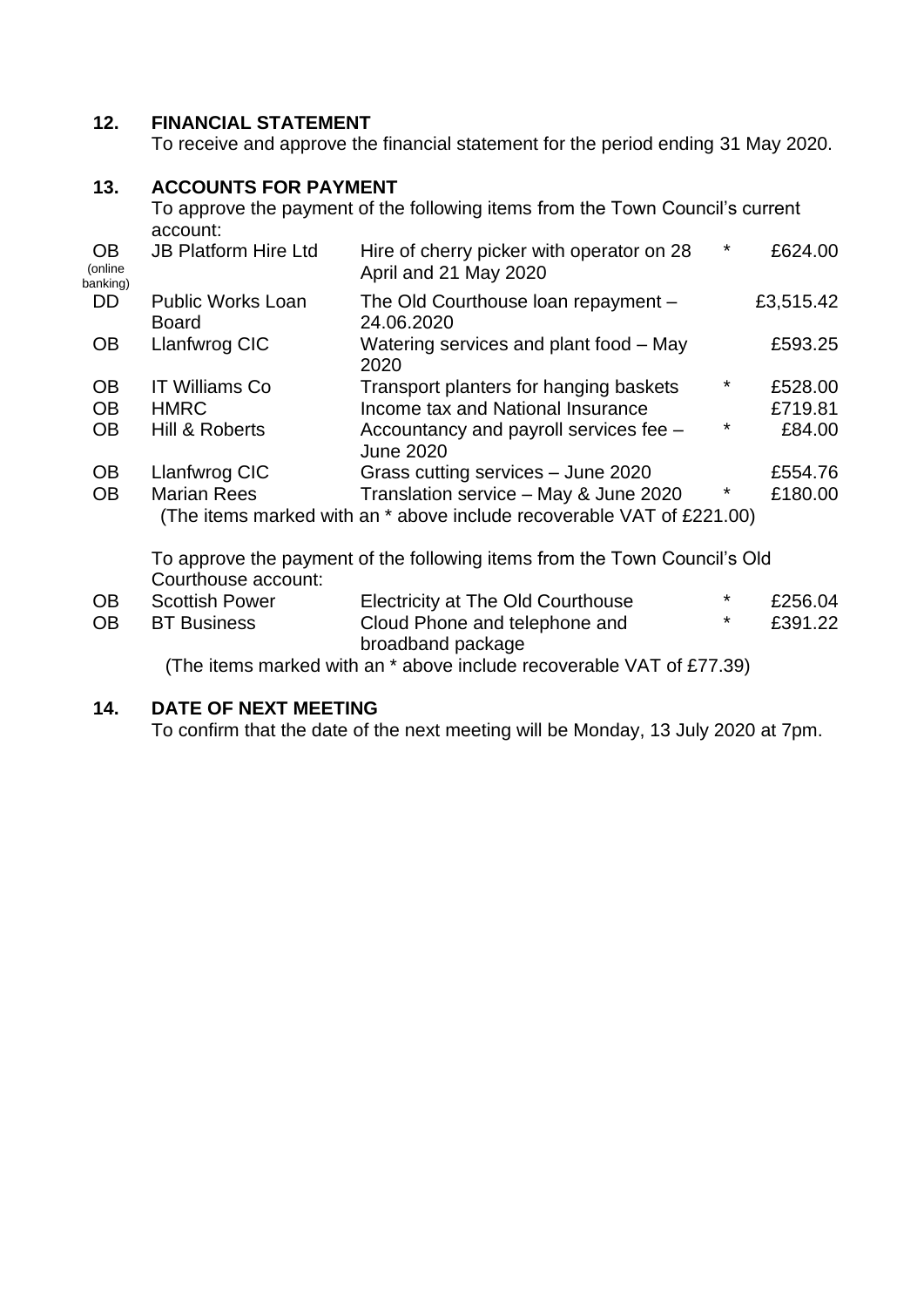## 12. FINANCIAL STATEMENT

To receive and approve the financial statement for the period ending 31 May 2020.

## 13. ACCOUNTS FOR PAYMENT

To approve the payment of the following items from the Town Council's current account:

| | | | | |
|---|---|---|---|---|
| OB (online banking) | JB Platform Hire Ltd | Hire of cherry picker with operator on 28 April and 21 May 2020 | * | £624.00 |
| DD | Public Works Loan Board | The Old Courthouse loan repayment – 24.06.2020 | | £3,515.42 |
| OB | Llanfwrog CIC | Watering services and plant food – May 2020 | | £593.25 |
| OB | IT Williams Co | Transport planters for hanging baskets | * | £528.00 |
| OB | HMRC | Income tax and National Insurance | | £719.81 |
| OB | Hill & Roberts | Accountancy and payroll services fee – June 2020 | * | £84.00 |
| OB | Llanfwrog CIC | Grass cutting services – June 2020 | | £554.76 |
| OB | Marian Rees | Translation service – May & June 2020 | * | £180.00 |

(The items marked with an * above include recoverable VAT of £221.00)

To approve the payment of the following items from the Town Council's Old Courthouse account:

| | | | | |
|---|---|---|---|---|
| OB | Scottish Power | Electricity at The Old Courthouse | * | £256.04 |
| OB | BT Business | Cloud Phone and telephone and broadband package | * | £391.22 |

(The items marked with an * above include recoverable VAT of £77.39)

## 14. DATE OF NEXT MEETING

To confirm that the date of the next meeting will be Monday, 13 July 2020 at 7pm.